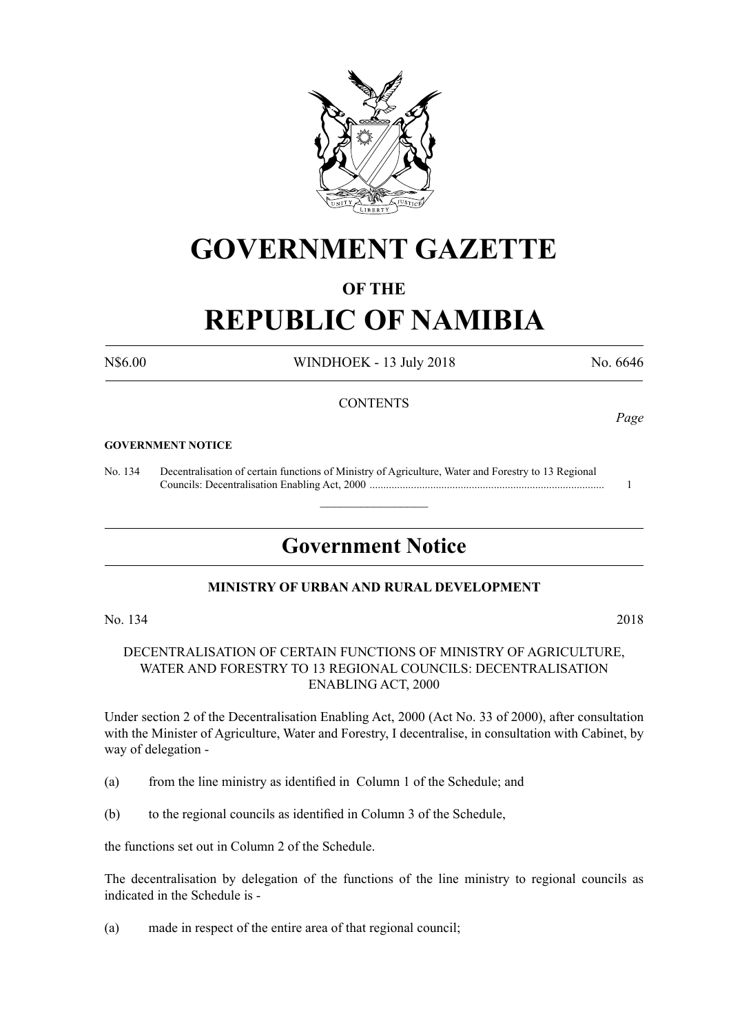# GOVERNMENT GAZETTE

## OF THE

# REPUBLIC OF NAMIBIA

N$6.00 WINDHOEK - 13 July 2018 No. 6646

CONTENTS

*Page*

**GOVERNMENT NOTICE**

No. 134 Decentralisation of certain functions of Ministry of Agriculture, Water and Forestry to 13 Regional Councils: Decentralisation Enabling Act, 2000 ..................................................................................... 1

## Government Notice

**MINISTRY OF URBAN AND RURAL DEVELOPMENT**

No. 134 2018

DECENTRALISATION OF CERTAIN FUNCTIONS OF MINISTRY OF AGRICULTURE, WATER AND FORESTRY TO 13 REGIONAL COUNCILS: DECENTRALISATION ENABLING ACT, 2000

Under section 2 of the Decentralisation Enabling Act, 2000 (Act No. 33 of 2000), after consultation with the Minister of Agriculture, Water and Forestry, I decentralise, in consultation with Cabinet, by way of delegation -

(a) from the line ministry as identified in Column 1 of the Schedule; and

(b) to the regional councils as identified in Column 3 of the Schedule,

the functions set out in Column 2 of the Schedule.

The decentralisation by delegation of the functions of the line ministry to regional councils as indicated in the Schedule is -

(a) made in respect of the entire area of that regional council;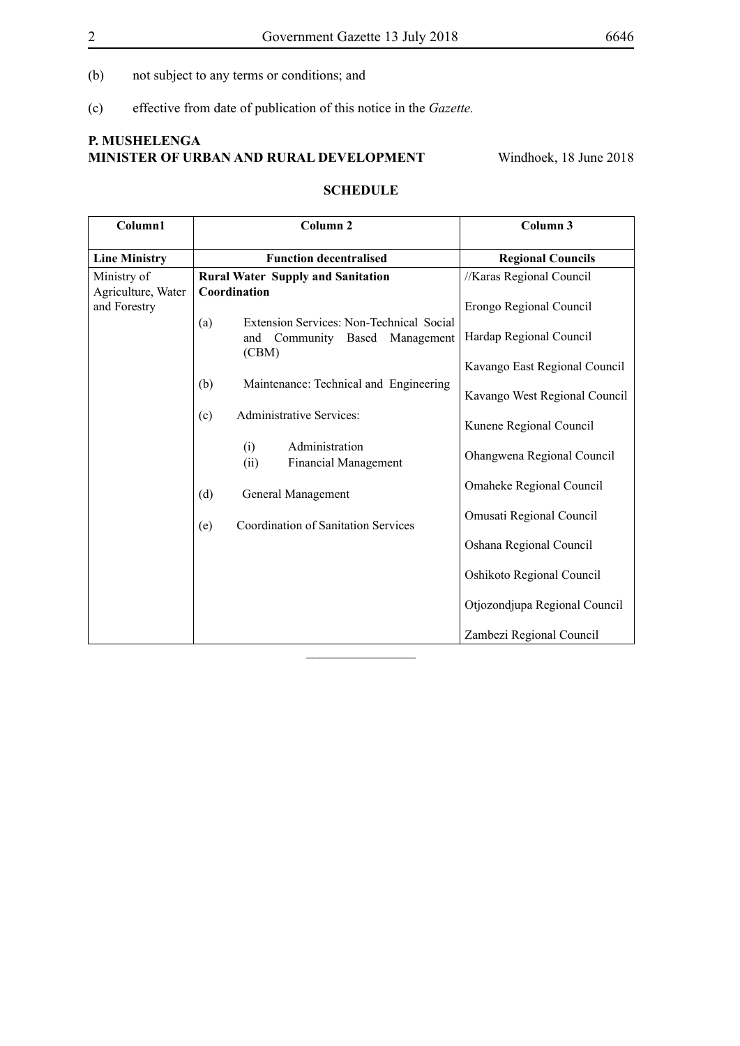(b) not subject to any terms or conditions; and

(c) effective from date of publication of this notice in the *Gazette.*

**P. MUSHELENGA**
**MINISTER OF URBAN AND RURAL DEVELOPMENT** Windhoek, 18 June 2018

**SCHEDULE**

| Column1 | Column 2 | Column 3 |
|---|---|---|
| **Line Ministry** | **Function decentralised** | **Regional Councils** |
| Ministry of Agriculture, Water and Forestry | **Rural Water Supply and Sanitation Coordination**<br><br>(a) Extension Services: Non-Technical Social and Community Based Management (CBM)<br><br>(b) Maintenance: Technical and Engineering<br><br>(c) Administrative Services:<br>(i) Administration<br>(ii) Financial Management<br><br>(d) General Management<br><br>(e) Coordination of Sanitation Services | //Karas Regional Council<br><br>Erongo Regional Council<br><br>Hardap Regional Council<br><br>Kavango East Regional Council<br><br>Kavango West Regional Council<br><br>Kunene Regional Council<br><br>Ohangwena Regional Council<br><br>Omaheke Regional Council<br><br>Omusati Regional Council<br><br>Oshana Regional Council<br><br>Oshikoto Regional Council<br><br>Otjozondjupa Regional Council<br><br>Zambezi Regional Council |